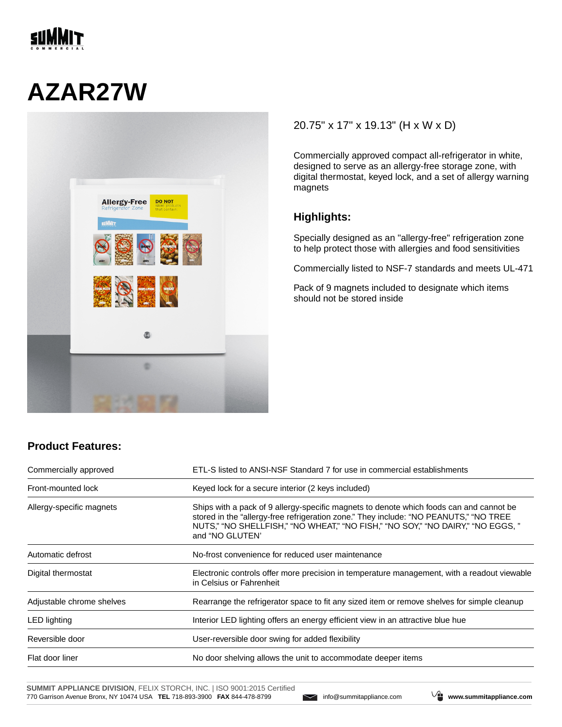# AZAR27W

20.75" x 17" x 19.13" (H x W x D)

Commercially approved compact all-refrigerator in white, designed to serve as an allergy-free storage zone, with digital thermostat, keyed lock, and a set of allergy warning magnets

## Highlights:

Specially designed as an "allergy-free" refrigeration zone to help protect those with allergies and food sensitivities

Commercially listed to NSF-7 standards and meets UL-471

Pack of 9 magnets included to designate which items should not be stored inside

## Product Features:

| | |
|---|---|
| Commercially approved | ETL-S listed to ANSI-NSF Standard 7 for use in commercial establishments |
| Front-mounted lock | Keyed lock for a secure interior (2 keys included) |
| Allergy-specific magnets | Ships with a pack of 9 allergy-specific magnets to denote which foods can and cannot be stored in the "allergy-free refrigeration zone." They include: "NO PEANUTS," "NO TREE NUTS," "NO SHELLFISH," "NO WHEAT," "NO FISH," "NO SOY," "NO DAIRY," "NO EGGS, " and "NO GLUTEN' |
| Automatic defrost | No-frost convenience for reduced user maintenance |
| Digital thermostat | Electronic controls offer more precision in temperature management, with a readout viewable in Celsius or Fahrenheit |
| Adjustable chrome shelves | Rearrange the refrigerator space to fit any sized item or remove shelves for simple cleanup |
| LED lighting | Interior LED lighting offers an energy efficient view in an attractive blue hue |
| Reversible door | User-reversible door swing for added flexibility |
| Flat door liner | No door shelving allows the unit to accommodate deeper items |

**SUMMIT APPLIANCE DIVISION**, FELIX STORCH, INC. | ISO 9001:2015 Certified
770 Garrison Avenue Bronx, NY 10474 USA **TEL** 718-893-3900 **FAX** 844-478-8799 info@summitappliance.com **www.summitappliance.com**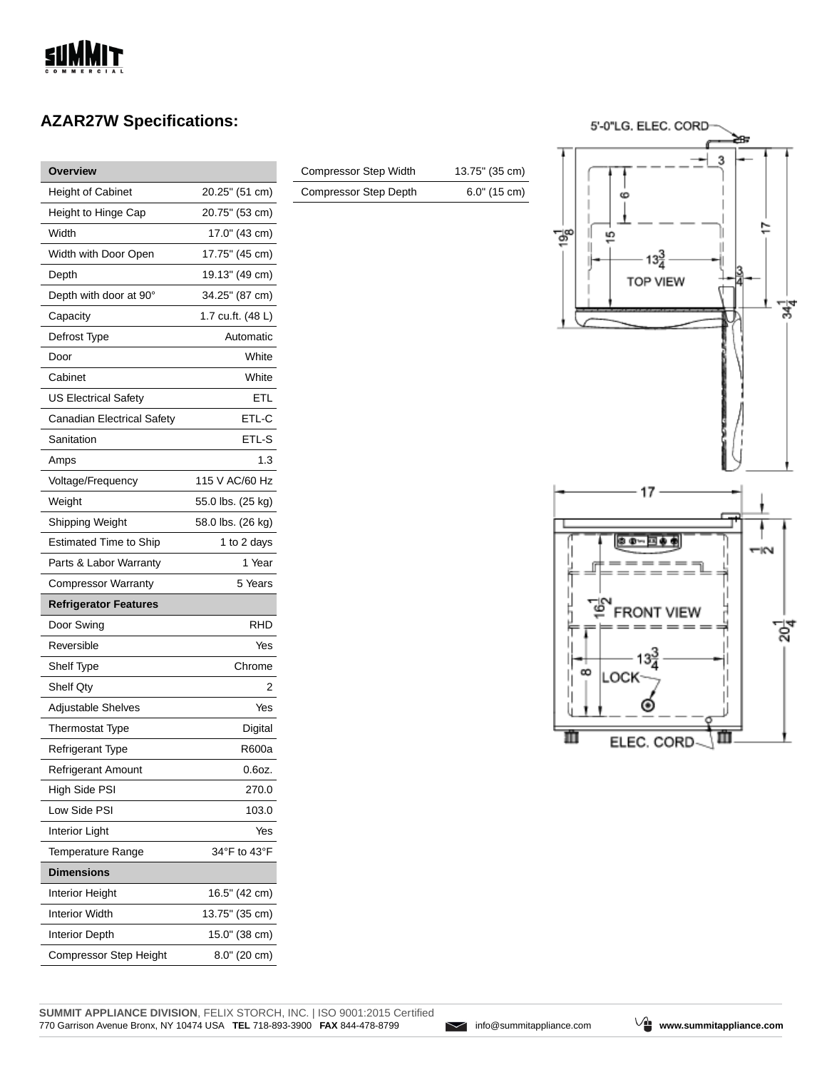## AZAR27W Specifications:

| Overview | |
|---|---|
| Height of Cabinet | 20.25" (51 cm) |
| Height to Hinge Cap | 20.75" (53 cm) |
| Width | 17.0" (43 cm) |
| Width with Door Open | 17.75" (45 cm) |
| Depth | 19.13" (49 cm) |
| Depth with door at 90° | 34.25" (87 cm) |
| Capacity | 1.7 cu.ft. (48 L) |
| Defrost Type | Automatic |
| Door | White |
| Cabinet | White |
| US Electrical Safety | ETL |
| Canadian Electrical Safety | ETL-C |
| Sanitation | ETL-S |
| Amps | 1.3 |
| Voltage/Frequency | 115 V AC/60 Hz |
| Weight | 55.0 lbs. (25 kg) |
| Shipping Weight | 58.0 lbs. (26 kg) |
| Estimated Time to Ship | 1 to 2 days |
| Parts & Labor Warranty | 1 Year |
| Compressor Warranty | 5 Years |
| **Refrigerator Features** | |
| Door Swing | RHD |
| Reversible | Yes |
| Shelf Type | Chrome |
| Shelf Qty | 2 |
| Adjustable Shelves | Yes |
| Thermostat Type | Digital |
| Refrigerant Type | R600a |
| Refrigerant Amount | 0.6oz. |
| High Side PSI | 270.0 |
| Low Side PSI | 103.0 |
| Interior Light | Yes |
| Temperature Range | 34°F to 43°F |
| **Dimensions** | |
| Interior Height | 16.5" (42 cm) |
| Interior Width | 13.75" (35 cm) |
| Interior Depth | 15.0" (38 cm) |
| Compressor Step Height | 8.0" (20 cm) |
| Compressor Step Width | 13.75" (35 cm) |
| Compressor Step Depth | 6.0" (15 cm) |

5'-0"LG. ELEC. CORD

3

6

15

$19\frac{1}{8}$

17

$13\frac{3}{4}$

TOP VIEW

$\frac{3}{4}$

$34\frac{1}{4}$

17

$\frac{1}{2}$

$16\frac{1}{2}$

FRONT VIEW

$20\frac{1}{4}$

$13\frac{3}{4}$

8

LOCK

ELEC. CORD

**SUMMIT APPLIANCE DIVISION**, FELIX STORCH, INC. | ISO 9001:2015 Certified
770 Garrison Avenue Bronx, NY 10474 USA **TEL** 718-893-3900 **FAX** 844-478-8799 info@summitappliance.com **www.summitappliance.com**